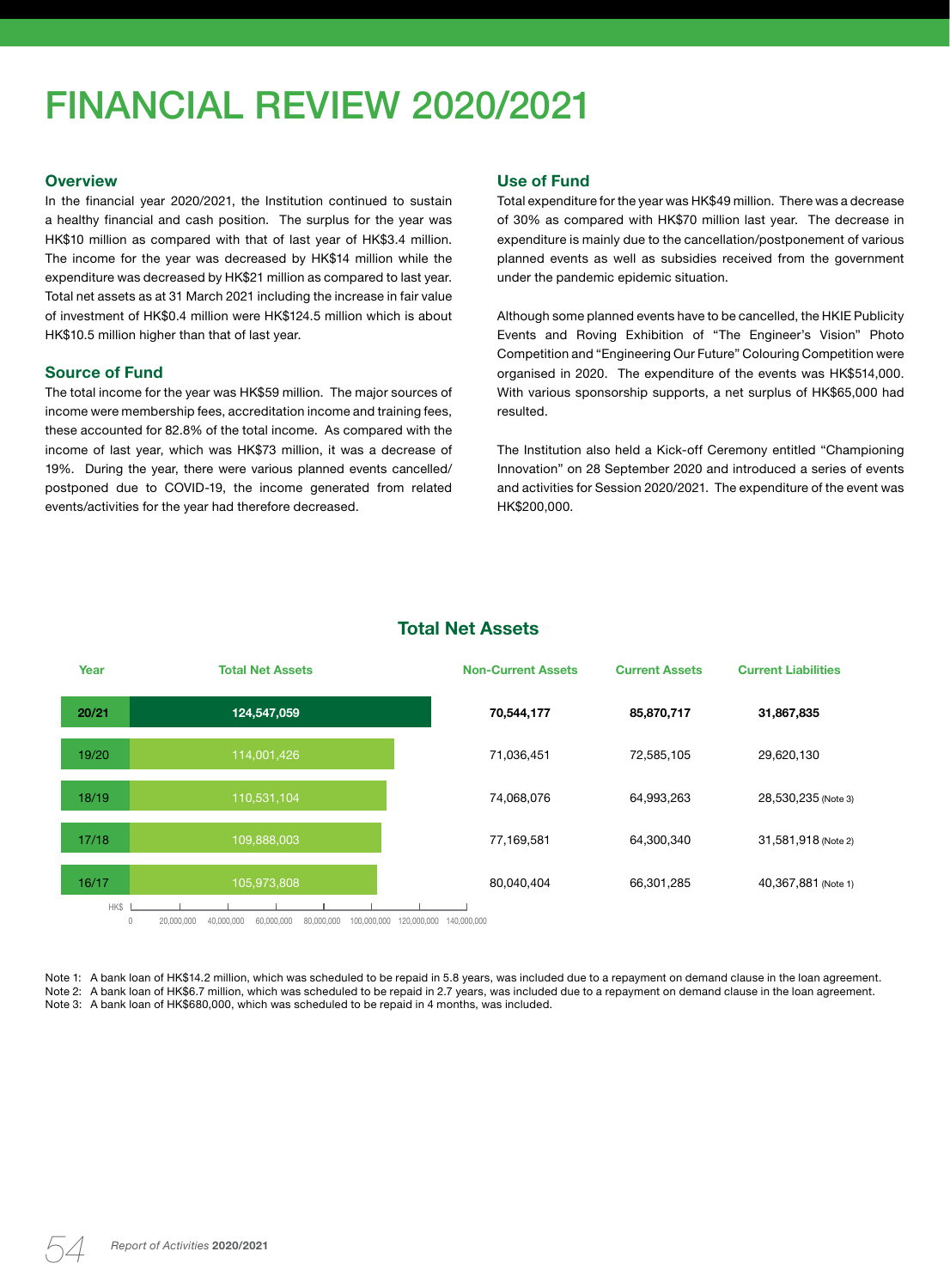# FINANCIAL REVIEW 2020/2021

## Overview

In the financial year 2020/2021, the Institution continued to sustain a healthy financial and cash position. The surplus for the year was HK$10 million as compared with that of last year of HK$3.4 million. The income for the year was decreased by HK$14 million while the expenditure was decreased by HK$21 million as compared to last year. Total net assets as at 31 March 2021 including the increase in fair value of investment of HK$0.4 million were HK$124.5 million which is about HK$10.5 million higher than that of last year.

## Source of Fund

The total income for the year was HK$59 million. The major sources of income were membership fees, accreditation income and training fees, these accounted for 82.8% of the total income. As compared with the income of last year, which was HK$73 million, it was a decrease of 19%. During the year, there were various planned events cancelled/postponed due to COVID-19, the income generated from related events/activities for the year had therefore decreased.

## Use of Fund

Total expenditure for the year was HK$49 million. There was a decrease of 30% as compared with HK$70 million last year. The decrease in expenditure is mainly due to the cancellation/postponement of various planned events as well as subsidies received from the government under the pandemic epidemic situation.

Although some planned events have to be cancelled, the HKIE Publicity Events and Roving Exhibition of "The Engineer's Vision" Photo Competition and "Engineering Our Future" Colouring Competition were organised in 2020. The expenditure of the events was HK$514,000. With various sponsorship supports, a net surplus of HK$65,000 had resulted.

The Institution also held a Kick-off Ceremony entitled "Championing Innovation" on 28 September 2020 and introduced a series of events and activities for Session 2020/2021. The expenditure of the event was HK$200,000.

## Total Net Assets

| Year | Total Net Assets (HK$) | Non-Current Assets | Current Assets | Current Liabilities |
|---|---|---|---|---|
| **20/21** | **124,547,059** | **70,544,177** | **85,870,717** | **31,867,835** |
| 19/20 | 114,001,426 | 71,036,451 | 72,585,105 | 29,620,130 |
| 18/19 | 110,531,104 | 74,068,076 | 64,993,263 | 28,530,235 (Note 3) |
| 17/18 | 109,888,003 | 77,169,581 | 64,300,340 | 31,581,918 (Note 2) |
| 16/17 | 105,973,808 | 80,040,404 | 66,301,285 | 40,367,881 (Note 1) |

Note 1: A bank loan of HK$14.2 million, which was scheduled to be repaid in 5.8 years, was included due to a repayment on demand clause in the loan agreement.
Note 2: A bank loan of HK$6.7 million, which was scheduled to be repaid in 2.7 years, was included due to a repayment on demand clause in the loan agreement.
Note 3: A bank loan of HK$680,000, which was scheduled to be repaid in 4 months, was included.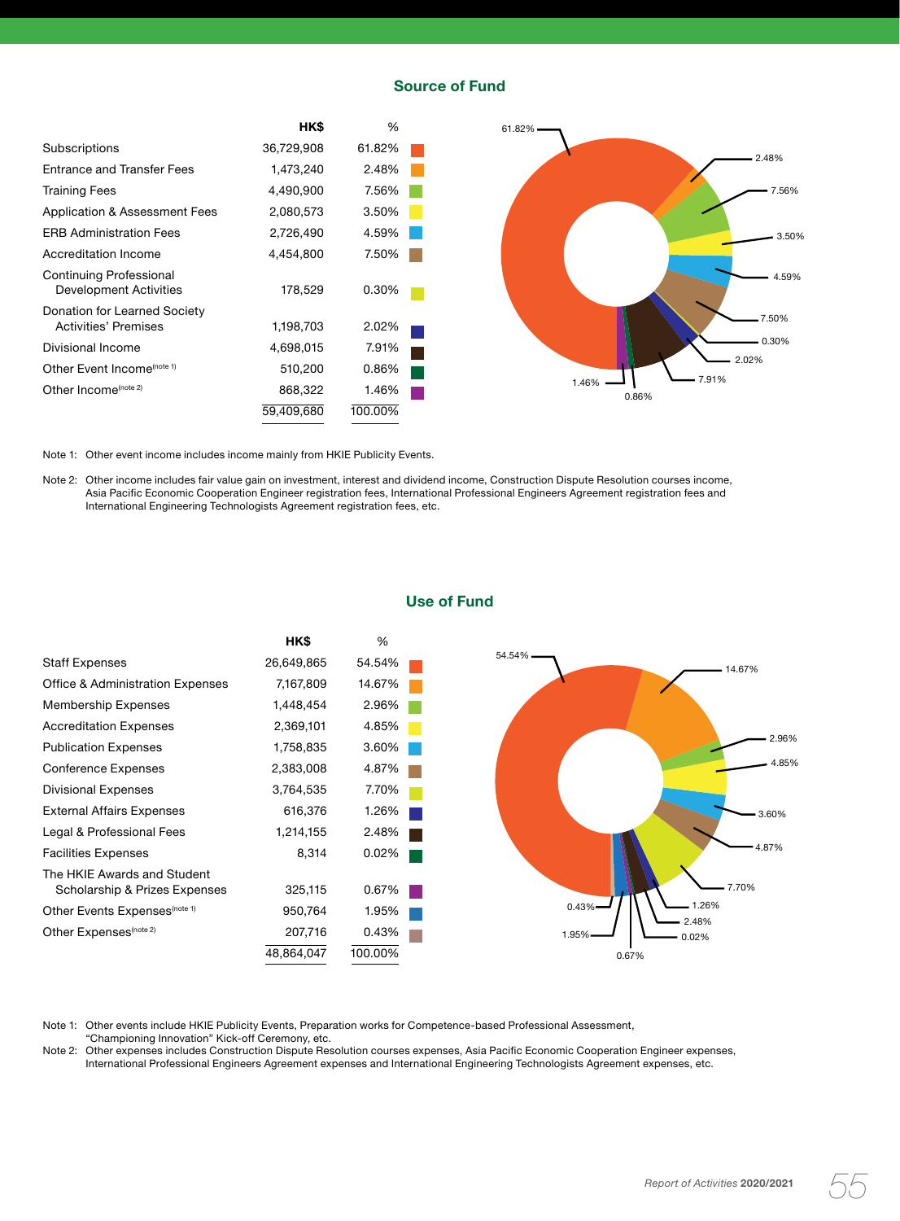## Source of Fund

| | HK$ | % |
|---|---|---|
| Subscriptions | 36,729,908 | 61.82% |
| Entrance and Transfer Fees | 1,473,240 | 2.48% |
| Training Fees | 4,490,900 | 7.56% |
| Application & Assessment Fees | 2,080,573 | 3.50% |
| ERB Administration Fees | 2,726,490 | 4.59% |
| Accreditation Income | 4,454,800 | 7.50% |
| Continuing Professional Development Activities | 178,529 | 0.30% |
| Donation for Learned Society Activities' Premises | 1,198,703 | 2.02% |
| Divisional Income | 4,698,015 | 7.91% |
| Other Event Income(note 1) | 510,200 | 0.86% |
| Other Income(note 2) | 868,322 | 1.46% |
| | 59,409,680 | 100.00% |

Note 1: Other event income includes income mainly from HKIE Publicity Events.

Note 2: Other income includes fair value gain on investment, interest and dividend income, Construction Dispute Resolution courses income, Asia Pacific Economic Cooperation Engineer registration fees, International Professional Engineers Agreement registration fees and International Engineering Technologists Agreement registration fees, etc.

## Use of Fund

| | HK$ | % |
|---|---|---|
| Staff Expenses | 26,649,865 | 54.54% |
| Office & Administration Expenses | 7,167,809 | 14.67% |
| Membership Expenses | 1,448,454 | 2.96% |
| Accreditation Expenses | 2,369,101 | 4.85% |
| Publication Expenses | 1,758,835 | 3.60% |
| Conference Expenses | 2,383,008 | 4.87% |
| Divisional Expenses | 3,764,535 | 7.70% |
| External Affairs Expenses | 616,376 | 1.26% |
| Legal & Professional Fees | 1,214,155 | 2.48% |
| Facilities Expenses | 8,314 | 0.02% |
| The HKIE Awards and Student Scholarship & Prizes Expenses | 325,115 | 0.67% |
| Other Events Expenses(note 1) | 950,764 | 1.95% |
| Other Expenses(note 2) | 207,716 | 0.43% |
| | 48,864,047 | 100.00% |

Note 1: Other events include HKIE Publicity Events, Preparation works for Competence-based Professional Assessment, "Championing Innovation" Kick-off Ceremony, etc.

Note 2: Other expenses includes Construction Dispute Resolution courses expenses, Asia Pacific Economic Cooperation Engineer expenses, International Professional Engineers Agreement expenses and International Engineering Technologists Agreement expenses, etc.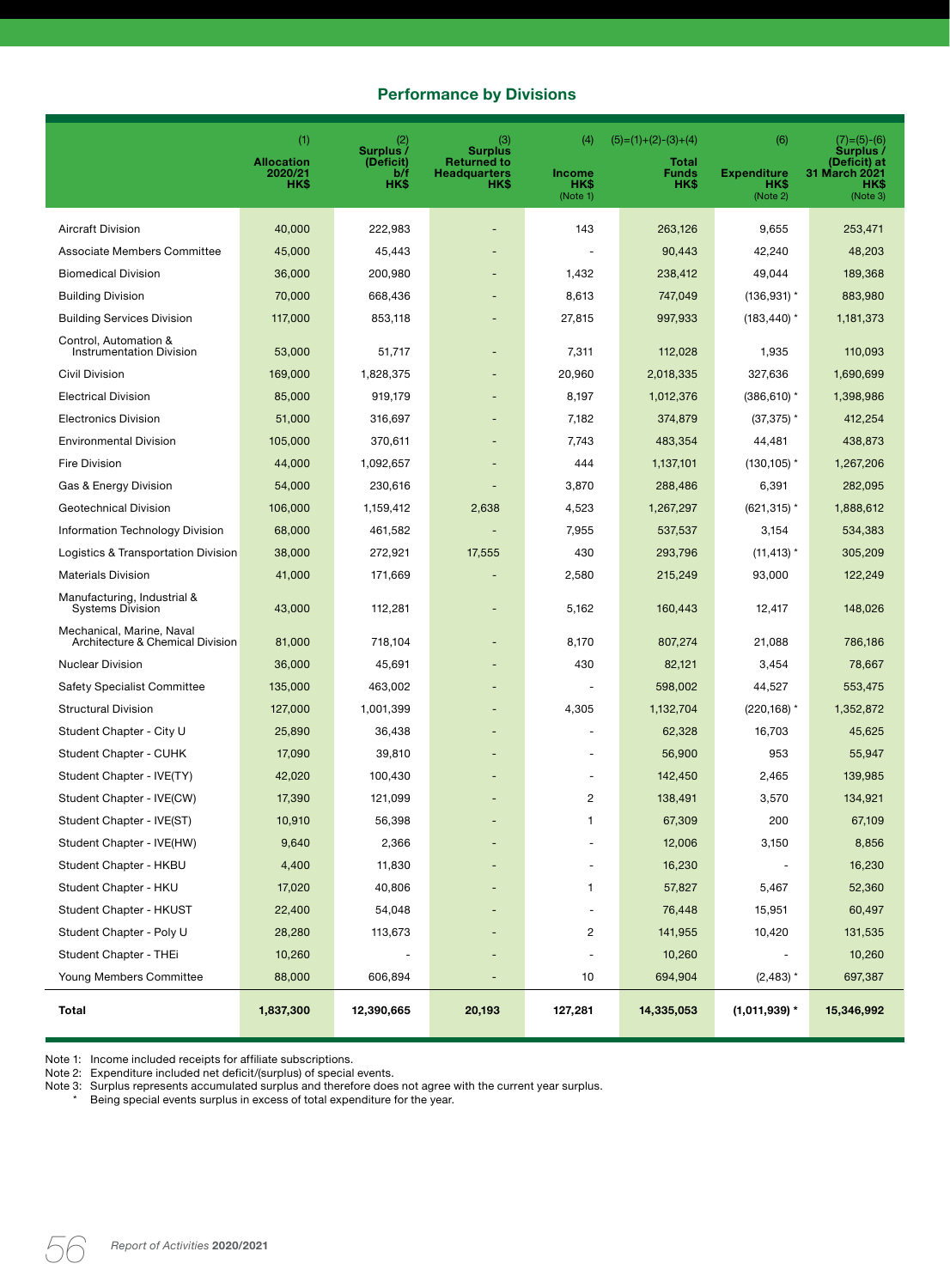## Performance by Divisions

| | (1) Allocation 2020/21 HK$ | (2) Surplus / (Deficit) b/f HK$ | (3) Surplus Returned to Headquarters HK$ | (4) Income HK$ (Note 1) | (5)=(1)+(2)-(3)+(4) Total Funds HK$ | (6) Expenditure HK$ (Note 2) | (7)=(5)-(6) Surplus / (Deficit) at 31 March 2021 HK$ (Note 3) |
|---|---|---|---|---|---|---|---|
| Aircraft Division | 40,000 | 222,983 | - | 143 | 263,126 | 9,655 | 253,471 |
| Associate Members Committee | 45,000 | 45,443 | - | - | 90,443 | 42,240 | 48,203 |
| Biomedical Division | 36,000 | 200,980 | - | 1,432 | 238,412 | 49,044 | 189,368 |
| Building Division | 70,000 | 668,436 | - | 8,613 | 747,049 | (136,931) * | 883,980 |
| Building Services Division | 117,000 | 853,118 | - | 27,815 | 997,933 | (183,440) * | 1,181,373 |
| Control, Automation & Instrumentation Division | 53,000 | 51,717 | - | 7,311 | 112,028 | 1,935 | 110,093 |
| Civil Division | 169,000 | 1,828,375 | - | 20,960 | 2,018,335 | 327,636 | 1,690,699 |
| Electrical Division | 85,000 | 919,179 | - | 8,197 | 1,012,376 | (386,610) * | 1,398,986 |
| Electronics Division | 51,000 | 316,697 | - | 7,182 | 374,879 | (37,375) * | 412,254 |
| Environmental Division | 105,000 | 370,611 | - | 7,743 | 483,354 | 44,481 | 438,873 |
| Fire Division | 44,000 | 1,092,657 | - | 444 | 1,137,101 | (130,105) * | 1,267,206 |
| Gas & Energy Division | 54,000 | 230,616 | - | 3,870 | 288,486 | 6,391 | 282,095 |
| Geotechnical Division | 106,000 | 1,159,412 | 2,638 | 4,523 | 1,267,297 | (621,315) * | 1,888,612 |
| Information Technology Division | 68,000 | 461,582 | - | 7,955 | 537,537 | 3,154 | 534,383 |
| Logistics & Transportation Division | 38,000 | 272,921 | 17,555 | 430 | 293,796 | (11,413) * | 305,209 |
| Materials Division | 41,000 | 171,669 | - | 2,580 | 215,249 | 93,000 | 122,249 |
| Manufacturing, Industrial & Systems Division | 43,000 | 112,281 | - | 5,162 | 160,443 | 12,417 | 148,026 |
| Mechanical, Marine, Naval Architecture & Chemical Division | 81,000 | 718,104 | - | 8,170 | 807,274 | 21,088 | 786,186 |
| Nuclear Division | 36,000 | 45,691 | - | 430 | 82,121 | 3,454 | 78,667 |
| Safety Specialist Committee | 135,000 | 463,002 | - | - | 598,002 | 44,527 | 553,475 |
| Structural Division | 127,000 | 1,001,399 | - | 4,305 | 1,132,704 | (220,168) * | 1,352,872 |
| Student Chapter - City U | 25,890 | 36,438 | - | - | 62,328 | 16,703 | 45,625 |
| Student Chapter - CUHK | 17,090 | 39,810 | - | - | 56,900 | 953 | 55,947 |
| Student Chapter - IVE(TY) | 42,020 | 100,430 | - | - | 142,450 | 2,465 | 139,985 |
| Student Chapter - IVE(CW) | 17,390 | 121,099 | - | 2 | 138,491 | 3,570 | 134,921 |
| Student Chapter - IVE(ST) | 10,910 | 56,398 | - | 1 | 67,309 | 200 | 67,109 |
| Student Chapter - IVE(HW) | 9,640 | 2,366 | - | - | 12,006 | 3,150 | 8,856 |
| Student Chapter - HKBU | 4,400 | 11,830 | - | - | 16,230 | - | 16,230 |
| Student Chapter - HKU | 17,020 | 40,806 | - | 1 | 57,827 | 5,467 | 52,360 |
| Student Chapter - HKUST | 22,400 | 54,048 | - | - | 76,448 | 15,951 | 60,497 |
| Student Chapter - Poly U | 28,280 | 113,673 | - | 2 | 141,955 | 10,420 | 131,535 |
| Student Chapter - THEi | 10,260 | - | - | - | 10,260 | - | 10,260 |
| Young Members Committee | 88,000 | 606,894 | - | 10 | 694,904 | (2,483) * | 697,387 |
| **Total** | **1,837,300** | **12,390,665** | **20,193** | **127,281** | **14,335,053** | **(1,011,939) *** | **15,346,992** |

Note 1: Income included receipts for affiliate subscriptions.
Note 2: Expenditure included net deficit/(surplus) of special events.
Note 3: Surplus represents accumulated surplus and therefore does not agree with the current year surplus.
\* Being special events surplus in excess of total expenditure for the year.